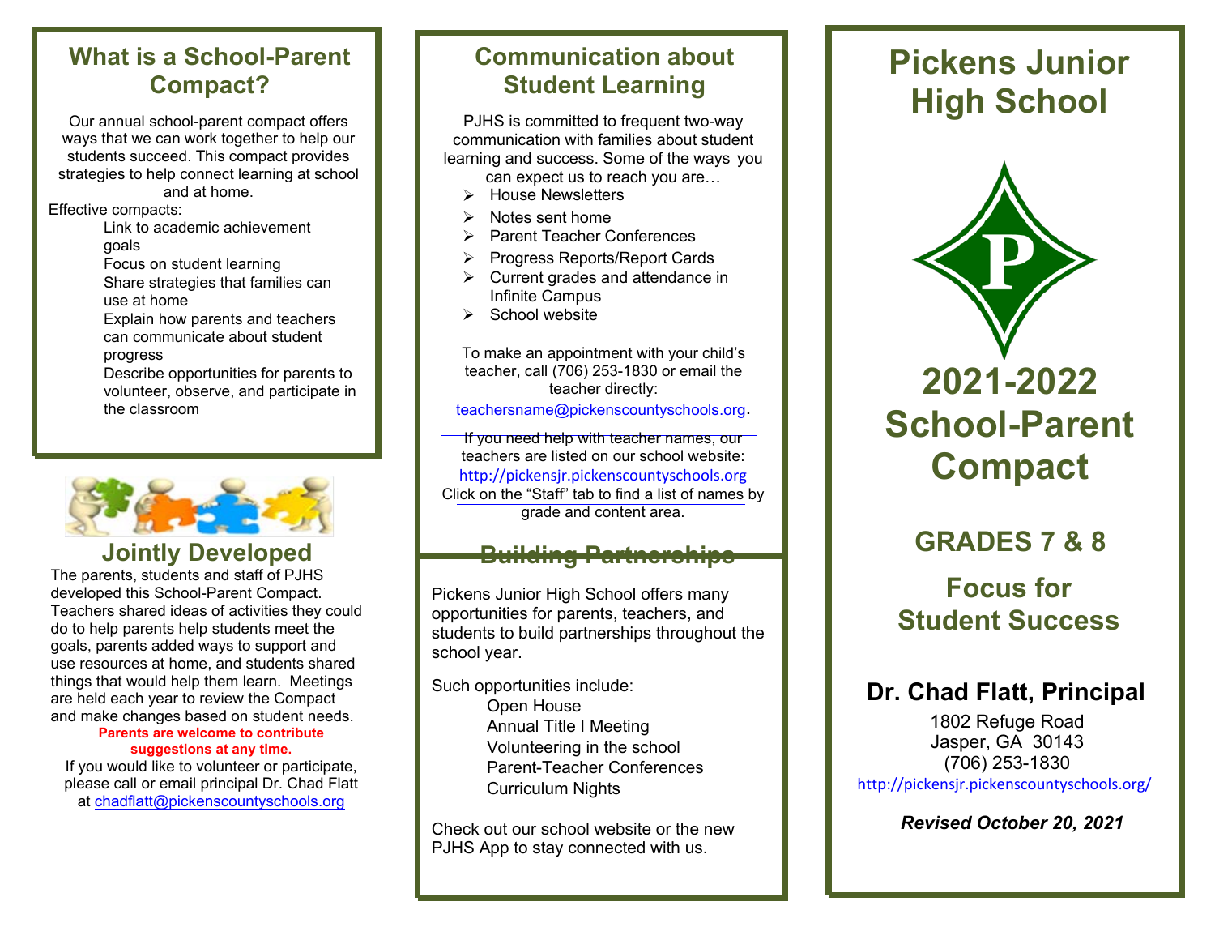## What is a School-Parent Compact?

Our annual school-parent compact offers ways that we can work together to help our students succeed. This compact provides strategies to help connect learning at school and at home.

Effective compacts:

- Link to academic achievement goals
- Focus on student learning
- Share strategies that families can use at home
- Explain how parents and teachers can communicate about student progress
- Describe opportunities for parents to volunteer, observe, and participate in the classroom

## Jointly Developed

The parents, students and staff of PJHS developed this School-Parent Compact. Teachers shared ideas of activities they could do to help parents help students meet the goals, parents added ways to support and use resources at home, and students shared things that would help them learn. Meetings are held each year to review the Compact and make changes based on student needs.

**Parents are welcome to contribute suggestions at any time.**

If you would like to volunteer or participate, please call or email principal Dr. Chad Flatt at chadflatt@pickenscountyschools.org

## Communication about Student Learning

PJHS is committed to frequent two-way communication with families about student learning and success. Some of the ways you can expect us to reach you are…

- House Newsletters
- Notes sent home
- Parent Teacher Conferences
- Progress Reports/Report Cards
- Current grades and attendance in Infinite Campus
- School website

To make an appointment with your child's teacher, call (706) 253-1830 or email the teacher directly: teachersname@pickenscountyschools.org.

If you need help with teacher names, our teachers are listed on our school website: http://pickensjr.pickenscountyschools.org Click on the "Staff" tab to find a list of names by grade and content area.

## Building Partnerships

Pickens Junior High School offers many opportunities for parents, teachers, and students to build partnerships throughout the school year.

Such opportunities include:

- Open House
- Annual Title I Meeting
- Volunteering in the school
- Parent-Teacher Conferences
- Curriculum Nights

Check out our school website or the new PJHS App to stay connected with us.

# Pickens Junior High School

# 2021-2022 School-Parent Compact

## GRADES 7 & 8

## Focus for Student Success

### Dr. Chad Flatt, Principal

1802 Refuge Road
Jasper, GA 30143
(706) 253-1830
http://pickensjr.pickenscountyschools.org/

***Revised October 20, 2021***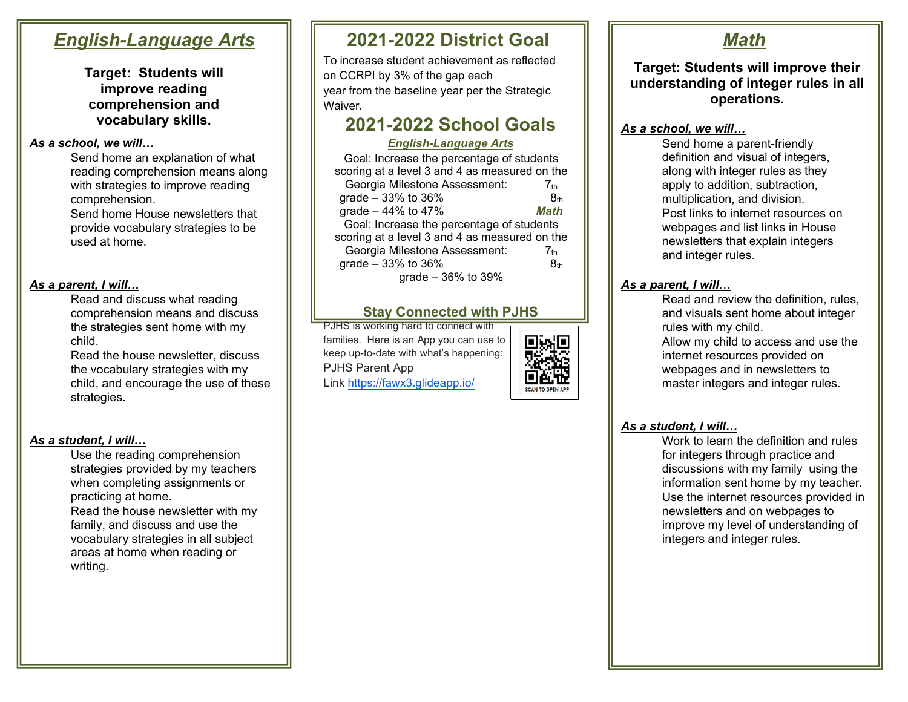# English-Language Arts

**Target: Students will improve reading comprehension and vocabulary skills.**

***As a school, we will…***

Send home an explanation of what reading comprehension means along with strategies to improve reading comprehension.

Send home House newsletters that provide vocabulary strategies to be used at home.

***As a parent, I will…***

Read and discuss what reading comprehension means and discuss the strategies sent home with my child.

Read the house newsletter, discuss the vocabulary strategies with my child, and encourage the use of these strategies.

***As a student, I will…***

Use the reading comprehension strategies provided by my teachers when completing assignments or practicing at home.

Read the house newsletter with my family, and discuss and use the vocabulary strategies in all subject areas at home when reading or writing.

# 2021-2022 District Goal

To increase student achievement as reflected on CCRPI by 3% of the gap each year from the baseline year per the Strategic Waiver.

# 2021-2022 School Goals

***English-Language Arts***

Goal: Increase the percentage of students scoring at a level 3 and 4 as measured on the Georgia Milestone Assessment: 7th grade – 33% to 36% 8th grade – 44% to 47%

***Math***

Goal: Increase the percentage of students scoring at a level 3 and 4 as measured on the Georgia Milestone Assessment: 7th grade – 33% to 36% 8th grade – 36% to 39%

## Stay Connected with PJHS

PJHS is working hard to connect with families. Here is an App you can use to keep up-to-date with what's happening:

PJHS Parent App

Link https://fawx3.glideapp.io/

SCAN TO OPEN APP

# Math

**Target: Students will improve their understanding of integer rules in all operations.**

***As a school, we will…***

Send home a parent-friendly definition and visual of integers, along with integer rules as they apply to addition, subtraction, multiplication, and division.

Post links to internet resources on webpages and list links in House newsletters that explain integers and integer rules.

***As a parent, I will…***

Read and review the definition, rules, and visuals sent home about integer rules with my child.

Allow my child to access and use the internet resources provided on webpages and in newsletters to master integers and integer rules.

***As a student, I will…***

Work to learn the definition and rules for integers through practice and discussions with my family using the information sent home by my teacher.

Use the internet resources provided in newsletters and on webpages to improve my level of understanding of integers and integer rules.